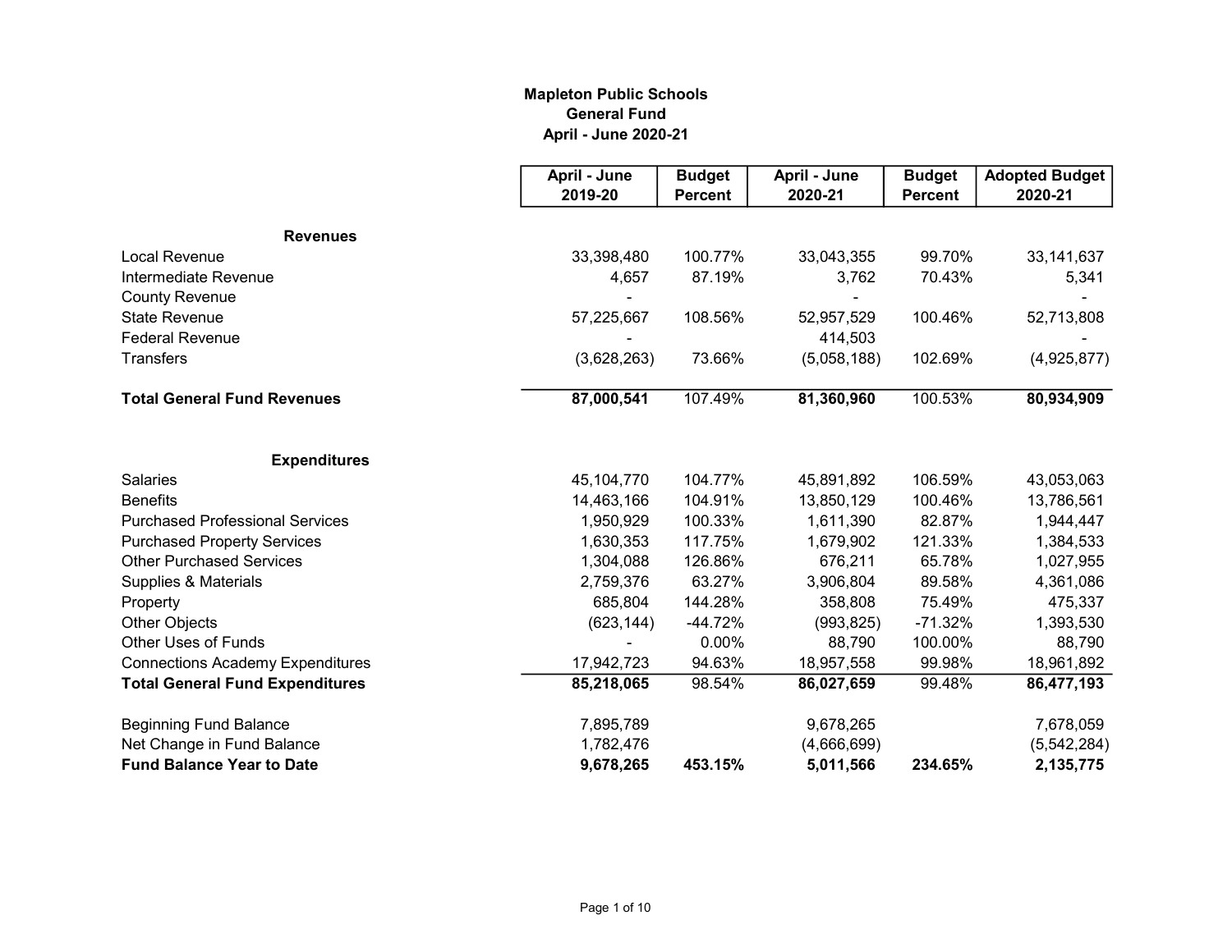**Mapleton Public Schools**
**General Fund**
**April - June 2020-21**

| | April - June 2019-20 | Budget Percent | April - June 2020-21 | Budget Percent | Adopted Budget 2020-21 |
|---|---|---|---|---|---|
| **Revenues** | | | | | |
| Local Revenue | 33,398,480 | 100.77% | 33,043,355 | 99.70% | 33,141,637 |
| Intermediate Revenue | 4,657 | 87.19% | 3,762 | 70.43% | 5,341 |
| County Revenue | - | | - | | - |
| State Revenue | 57,225,667 | 108.56% | 52,957,529 | 100.46% | 52,713,808 |
| Federal Revenue | - | | 414,503 | | - |
| Transfers | (3,628,263) | 73.66% | (5,058,188) | 102.69% | (4,925,877) |
| **Total General Fund Revenues** | **87,000,541** | 107.49% | **81,360,960** | 100.53% | **80,934,909** |
| **Expenditures** | | | | | |
| Salaries | 45,104,770 | 104.77% | 45,891,892 | 106.59% | 43,053,063 |
| Benefits | 14,463,166 | 104.91% | 13,850,129 | 100.46% | 13,786,561 |
| Purchased Professional Services | 1,950,929 | 100.33% | 1,611,390 | 82.87% | 1,944,447 |
| Purchased Property Services | 1,630,353 | 117.75% | 1,679,902 | 121.33% | 1,384,533 |
| Other Purchased Services | 1,304,088 | 126.86% | 676,211 | 65.78% | 1,027,955 |
| Supplies & Materials | 2,759,376 | 63.27% | 3,906,804 | 89.58% | 4,361,086 |
| Property | 685,804 | 144.28% | 358,808 | 75.49% | 475,337 |
| Other Objects | (623,144) | -44.72% | (993,825) | -71.32% | 1,393,530 |
| Other Uses of Funds | - | 0.00% | 88,790 | 100.00% | 88,790 |
| Connections Academy Expenditures | 17,942,723 | 94.63% | 18,957,558 | 99.98% | 18,961,892 |
| **Total General Fund Expenditures** | **85,218,065** | 98.54% | **86,027,659** | 99.48% | **86,477,193** |
| Beginning Fund Balance | 7,895,789 | | 9,678,265 | | 7,678,059 |
| Net Change in Fund Balance | 1,782,476 | | (4,666,699) | | (5,542,284) |
| **Fund Balance Year to Date** | **9,678,265** | **453.15%** | **5,011,566** | **234.65%** | **2,135,775** |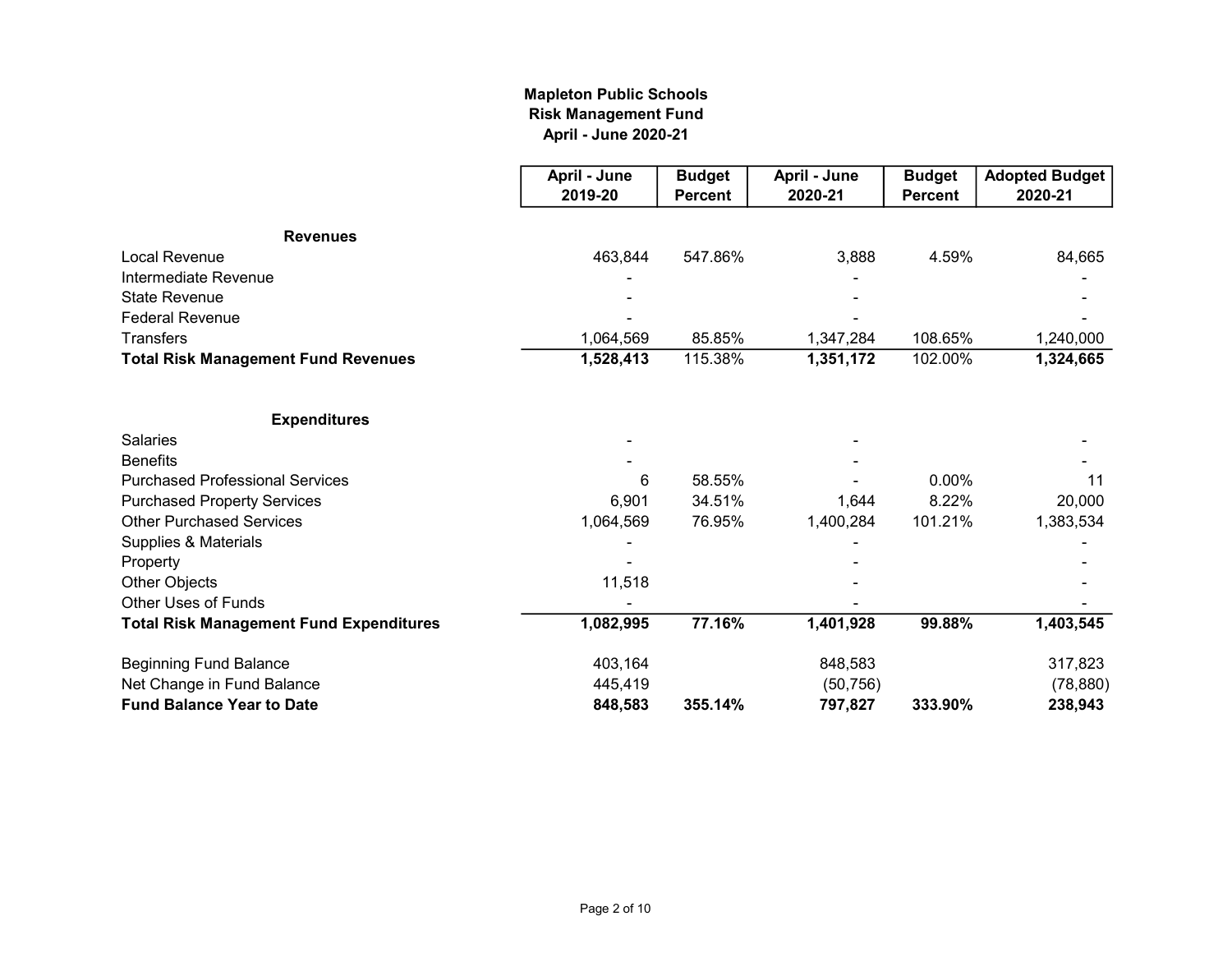**Mapleton Public Schools**
**Risk Management Fund**
**April - June 2020-21**

| | April - June 2019-20 | Budget Percent | April - June 2020-21 | Budget Percent | Adopted Budget 2020-21 |
|---|---|---|---|---|---|
| **Revenues** | | | | | |
| Local Revenue | 463,844 | 547.86% | 3,888 | 4.59% | 84,665 |
| Intermediate Revenue | - | | - | | - |
| State Revenue | - | | - | | - |
| Federal Revenue | - | | - | | - |
| Transfers | 1,064,569 | 85.85% | 1,347,284 | 108.65% | 1,240,000 |
| **Total Risk Management Fund Revenues** | **1,528,413** | 115.38% | **1,351,172** | 102.00% | **1,324,665** |
| **Expenditures** | | | | | |
| Salaries | - | | - | | - |
| Benefits | - | | - | | - |
| Purchased Professional Services | 6 | 58.55% | - | 0.00% | 11 |
| Purchased Property Services | 6,901 | 34.51% | 1,644 | 8.22% | 20,000 |
| Other Purchased Services | 1,064,569 | 76.95% | 1,400,284 | 101.21% | 1,383,534 |
| Supplies & Materials | - | | - | | - |
| Property | - | | - | | - |
| Other Objects | 11,518 | | - | | - |
| Other Uses of Funds | - | | - | | - |
| **Total Risk Management Fund Expenditures** | **1,082,995** | **77.16%** | **1,401,928** | **99.88%** | **1,403,545** |
| Beginning Fund Balance | 403,164 | | 848,583 | | 317,823 |
| Net Change in Fund Balance | 445,419 | | (50,756) | | (78,880) |
| **Fund Balance Year to Date** | **848,583** | **355.14%** | **797,827** | **333.90%** | **238,943** |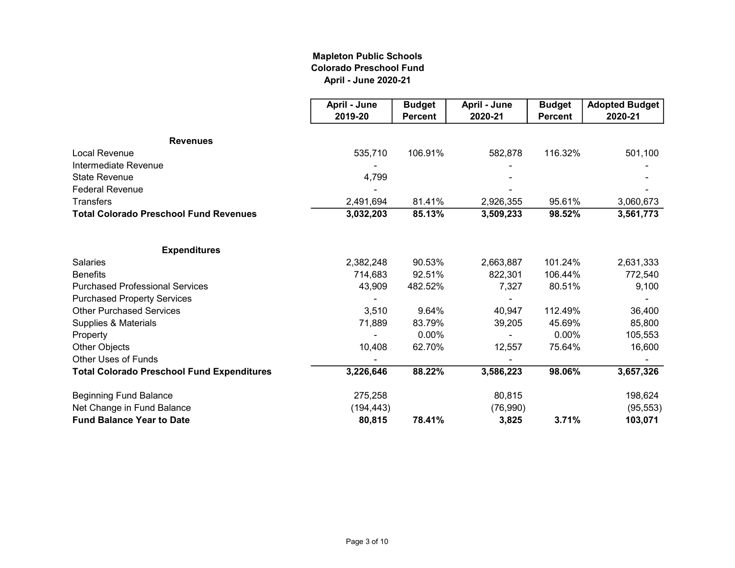**Mapleton Public Schools**
**Colorado Preschool Fund**
**April - June 2020-21**

| | April - June 2019-20 | Budget Percent | April - June 2020-21 | Budget Percent | Adopted Budget 2020-21 |
|---|---|---|---|---|---|
| **Revenues** | | | | | |
| Local Revenue | 535,710 | 106.91% | 582,878 | 116.32% | 501,100 |
| Intermediate Revenue | - | | - | | - |
| State Revenue | 4,799 | | - | | - |
| Federal Revenue | - | | - | | - |
| Transfers | 2,491,694 | 81.41% | 2,926,355 | 95.61% | 3,060,673 |
| **Total Colorado Preschool Fund Revenues** | **3,032,203** | **85.13%** | **3,509,233** | **98.52%** | **3,561,773** |
| **Expenditures** | | | | | |
| Salaries | 2,382,248 | 90.53% | 2,663,887 | 101.24% | 2,631,333 |
| Benefits | 714,683 | 92.51% | 822,301 | 106.44% | 772,540 |
| Purchased Professional Services | 43,909 | 482.52% | 7,327 | 80.51% | 9,100 |
| Purchased Property Services | - | | - | | - |
| Other Purchased Services | 3,510 | 9.64% | 40,947 | 112.49% | 36,400 |
| Supplies & Materials | 71,889 | 83.79% | 39,205 | 45.69% | 85,800 |
| Property | - | 0.00% | - | 0.00% | 105,553 |
| Other Objects | 10,408 | 62.70% | 12,557 | 75.64% | 16,600 |
| Other Uses of Funds | - | | - | | - |
| **Total Colorado Preschool Fund Expenditures** | **3,226,646** | **88.22%** | **3,586,223** | **98.06%** | **3,657,326** |
| Beginning Fund Balance | 275,258 | | 80,815 | | 198,624 |
| Net Change in Fund Balance | (194,443) | | (76,990) | | (95,553) |
| **Fund Balance Year to Date** | **80,815** | **78.41%** | **3,825** | **3.71%** | **103,071** |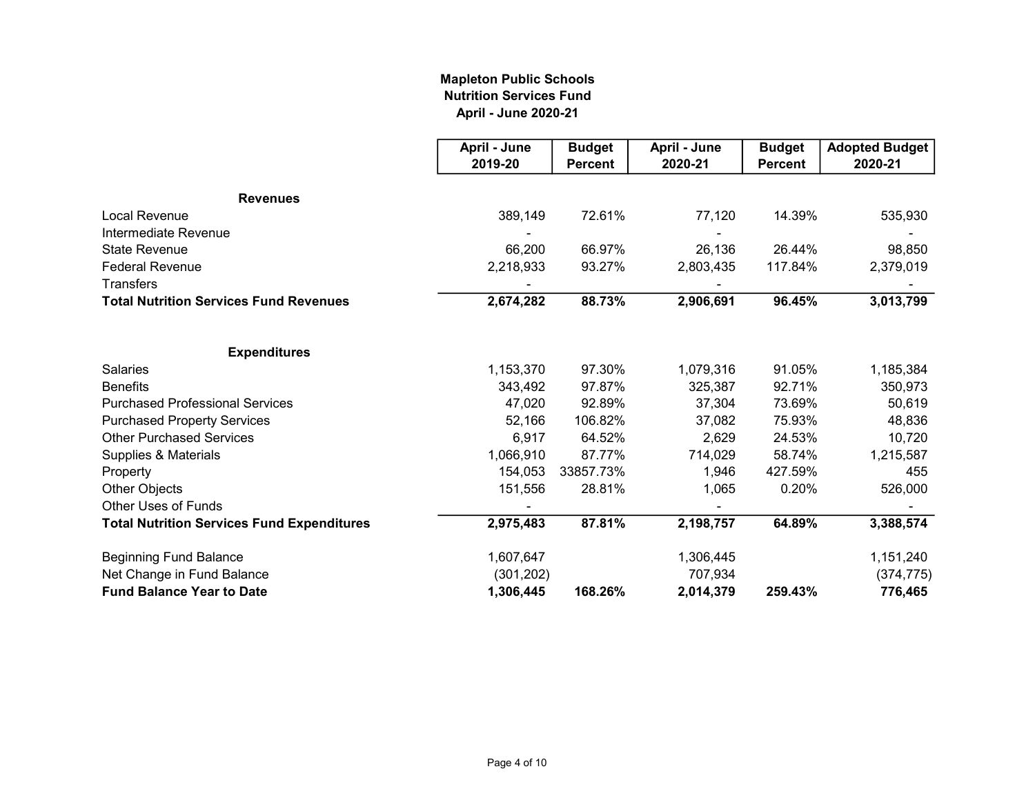# Mapleton Public Schools
## Nutrition Services Fund
### April - June 2020-21

| | April - June 2019-20 | Budget Percent | April - June 2020-21 | Budget Percent | Adopted Budget 2020-21 |
|---|---|---|---|---|---|
| **Revenues** | | | | | |
| Local Revenue | 389,149 | 72.61% | 77,120 | 14.39% | 535,930 |
| Intermediate Revenue | - | | - | | - |
| State Revenue | 66,200 | 66.97% | 26,136 | 26.44% | 98,850 |
| Federal Revenue | 2,218,933 | 93.27% | 2,803,435 | 117.84% | 2,379,019 |
| Transfers | - | | - | | - |
| **Total Nutrition Services Fund Revenues** | **2,674,282** | **88.73%** | **2,906,691** | **96.45%** | **3,013,799** |
| | | | | | |
| **Expenditures** | | | | | |
| Salaries | 1,153,370 | 97.30% | 1,079,316 | 91.05% | 1,185,384 |
| Benefits | 343,492 | 97.87% | 325,387 | 92.71% | 350,973 |
| Purchased Professional Services | 47,020 | 92.89% | 37,304 | 73.69% | 50,619 |
| Purchased Property Services | 52,166 | 106.82% | 37,082 | 75.93% | 48,836 |
| Other Purchased Services | 6,917 | 64.52% | 2,629 | 24.53% | 10,720 |
| Supplies & Materials | 1,066,910 | 87.77% | 714,029 | 58.74% | 1,215,587 |
| Property | 154,053 | 33857.73% | 1,946 | 427.59% | 455 |
| Other Objects | 151,556 | 28.81% | 1,065 | 0.20% | 526,000 |
| Other Uses of Funds | - | | - | | - |
| **Total Nutrition Services Fund Expenditures** | **2,975,483** | **87.81%** | **2,198,757** | **64.89%** | **3,388,574** |
| | | | | | |
| Beginning Fund Balance | 1,607,647 | | 1,306,445 | | 1,151,240 |
| Net Change in Fund Balance | (301,202) | | 707,934 | | (374,775) |
| **Fund Balance Year to Date** | **1,306,445** | **168.26%** | **2,014,379** | **259.43%** | **776,465** |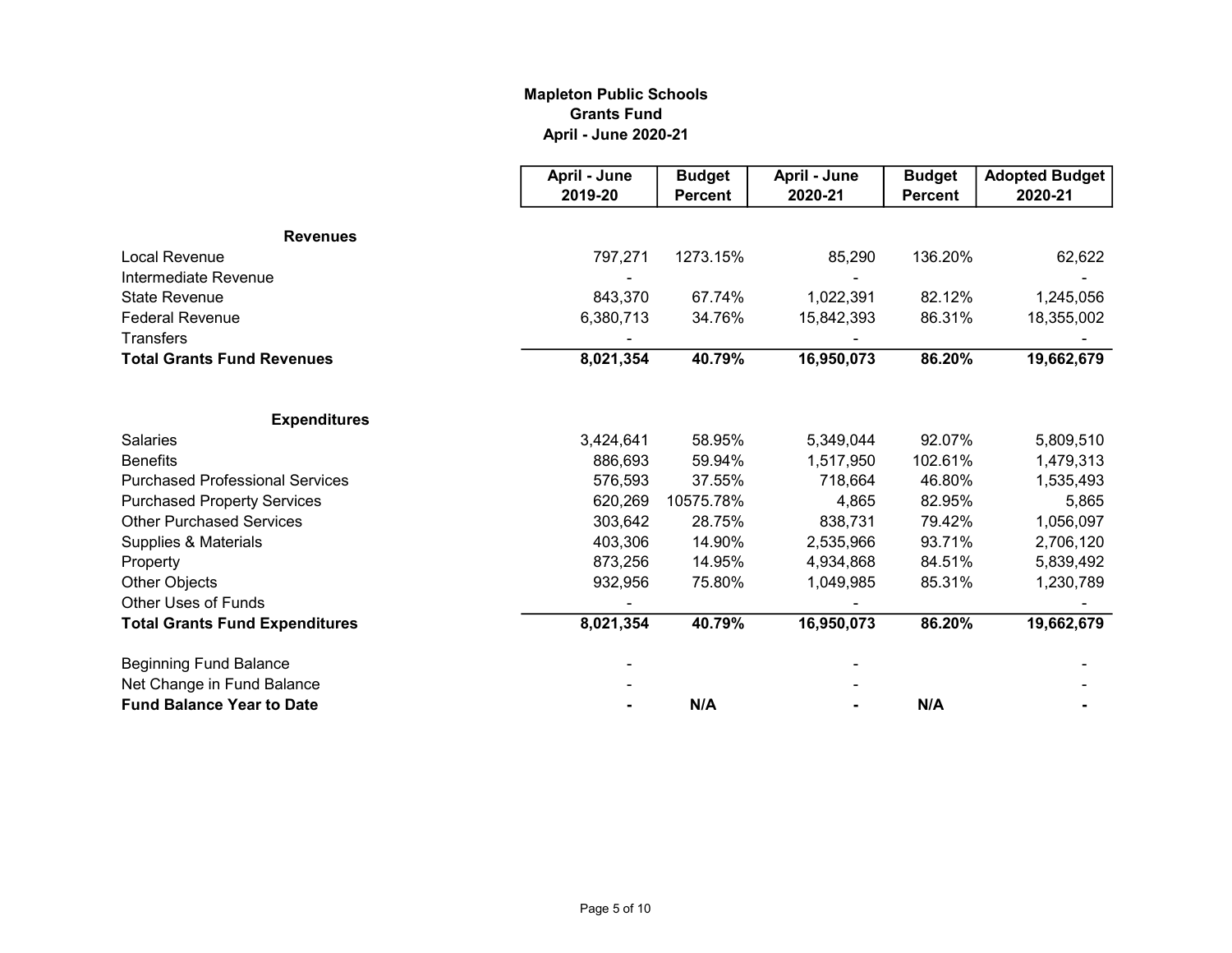# Mapleton Public Schools
## Grants Fund
### April - June 2020-21

| | April - June 2019-20 | Budget Percent | April - June 2020-21 | Budget Percent | Adopted Budget 2020-21 |
|---|---|---|---|---|---|
| **Revenues** | | | | | |
| Local Revenue | 797,271 | 1273.15% | 85,290 | 136.20% | 62,622 |
| Intermediate Revenue | - | | - | | - |
| State Revenue | 843,370 | 67.74% | 1,022,391 | 82.12% | 1,245,056 |
| Federal Revenue | 6,380,713 | 34.76% | 15,842,393 | 86.31% | 18,355,002 |
| Transfers | - | | - | | - |
| **Total Grants Fund Revenues** | **8,021,354** | **40.79%** | **16,950,073** | **86.20%** | **19,662,679** |
| | | | | | |
| **Expenditures** | | | | | |
| Salaries | 3,424,641 | 58.95% | 5,349,044 | 92.07% | 5,809,510 |
| Benefits | 886,693 | 59.94% | 1,517,950 | 102.61% | 1,479,313 |
| Purchased Professional Services | 576,593 | 37.55% | 718,664 | 46.80% | 1,535,493 |
| Purchased Property Services | 620,269 | 10575.78% | 4,865 | 82.95% | 5,865 |
| Other Purchased Services | 303,642 | 28.75% | 838,731 | 79.42% | 1,056,097 |
| Supplies & Materials | 403,306 | 14.90% | 2,535,966 | 93.71% | 2,706,120 |
| Property | 873,256 | 14.95% | 4,934,868 | 84.51% | 5,839,492 |
| Other Objects | 932,956 | 75.80% | 1,049,985 | 85.31% | 1,230,789 |
| Other Uses of Funds | - | | - | | - |
| **Total Grants Fund Expenditures** | **8,021,354** | **40.79%** | **16,950,073** | **86.20%** | **19,662,679** |
| | | | | | |
| Beginning Fund Balance | - | | - | | - |
| Net Change in Fund Balance | - | | - | | - |
| **Fund Balance Year to Date** | **-** | **N/A** | **-** | **N/A** | **-** |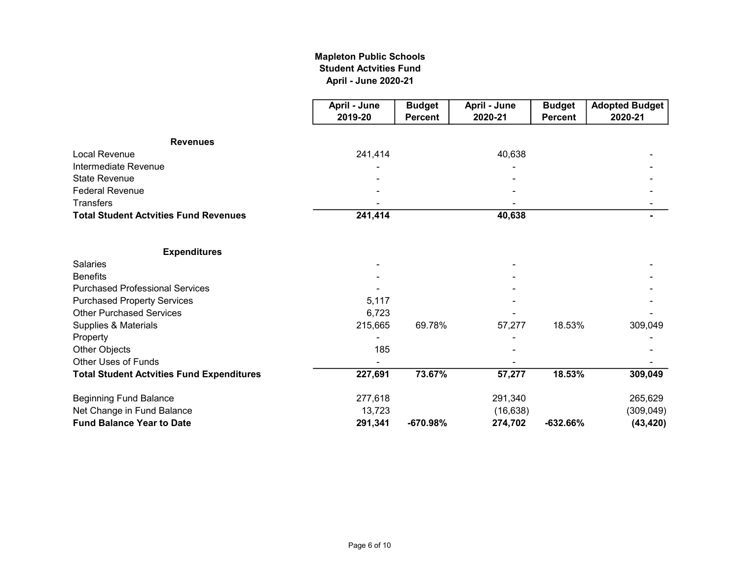# Mapleton Public Schools
## Student Actvities Fund
### April - June 2020-21

| | April - June 2019-20 | Budget Percent | April - June 2020-21 | Budget Percent | Adopted Budget 2020-21 |
|---|---|---|---|---|---|
| **Revenues** | | | | | |
| Local Revenue | 241,414 | | 40,638 | | - |
| Intermediate Revenue | - | | - | | - |
| State Revenue | - | | - | | - |
| Federal Revenue | - | | - | | - |
| Transfers | - | | - | | - |
| **Total Student Actvities Fund Revenues** | **241,414** | | **40,638** | | **-** |
| **Expenditures** | | | | | |
| Salaries | - | | - | | - |
| Benefits | - | | - | | - |
| Purchased Professional Services | - | | - | | - |
| Purchased Property Services | 5,117 | | - | | - |
| Other Purchased Services | 6,723 | | - | | - |
| Supplies & Materials | 215,665 | 69.78% | 57,277 | 18.53% | 309,049 |
| Property | - | | - | | - |
| Other Objects | 185 | | - | | - |
| Other Uses of Funds | - | | - | | - |
| **Total Student Actvities Fund Expenditures** | **227,691** | **73.67%** | **57,277** | **18.53%** | **309,049** |
| Beginning Fund Balance | 277,618 | | 291,340 | | 265,629 |
| Net Change in Fund Balance | 13,723 | | (16,638) | | (309,049) |
| **Fund Balance Year to Date** | **291,341** | **-670.98%** | **274,702** | **-632.66%** | **(43,420)** |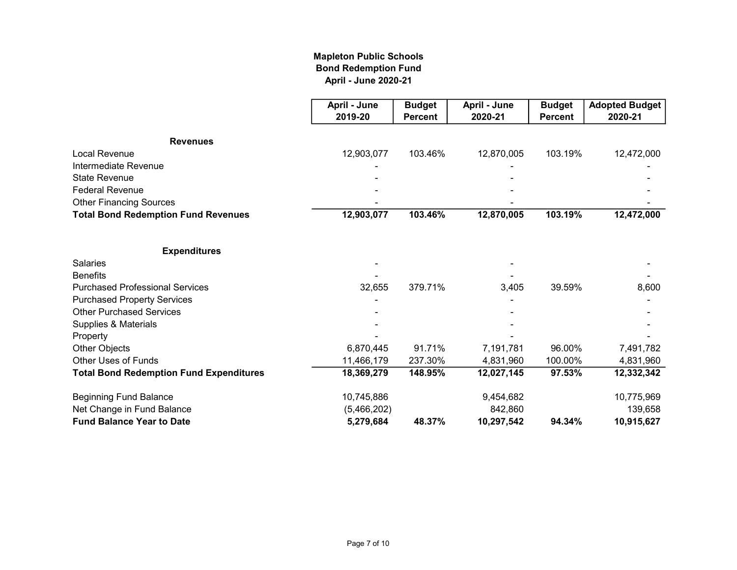# Mapleton Public Schools
## Bond Redemption Fund
### April - June 2020-21

| | April - June 2019-20 | Budget Percent | April - June 2020-21 | Budget Percent | Adopted Budget 2020-21 |
|---|---|---|---|---|---|
| **Revenues** | | | | | |
| Local Revenue | 12,903,077 | 103.46% | 12,870,005 | 103.19% | 12,472,000 |
| Intermediate Revenue | - | | - | | - |
| State Revenue | - | | - | | - |
| Federal Revenue | - | | - | | - |
| Other Financing Sources | - | | - | | - |
| **Total Bond Redemption Fund Revenues** | **12,903,077** | **103.46%** | **12,870,005** | **103.19%** | **12,472,000** |
| **Expenditures** | | | | | |
| Salaries | - | | - | | - |
| Benefits | - | | - | | - |
| Purchased Professional Services | 32,655 | 379.71% | 3,405 | 39.59% | 8,600 |
| Purchased Property Services | - | | - | | - |
| Other Purchased Services | - | | - | | - |
| Supplies & Materials | - | | - | | - |
| Property | - | | - | | - |
| Other Objects | 6,870,445 | 91.71% | 7,191,781 | 96.00% | 7,491,782 |
| Other Uses of Funds | 11,466,179 | 237.30% | 4,831,960 | 100.00% | 4,831,960 |
| **Total Bond Redemption Fund Expenditures** | **18,369,279** | **148.95%** | **12,027,145** | **97.53%** | **12,332,342** |
| Beginning Fund Balance | 10,745,886 | | 9,454,682 | | 10,775,969 |
| Net Change in Fund Balance | (5,466,202) | | 842,860 | | 139,658 |
| **Fund Balance Year to Date** | **5,279,684** | **48.37%** | **10,297,542** | **94.34%** | **10,915,627** |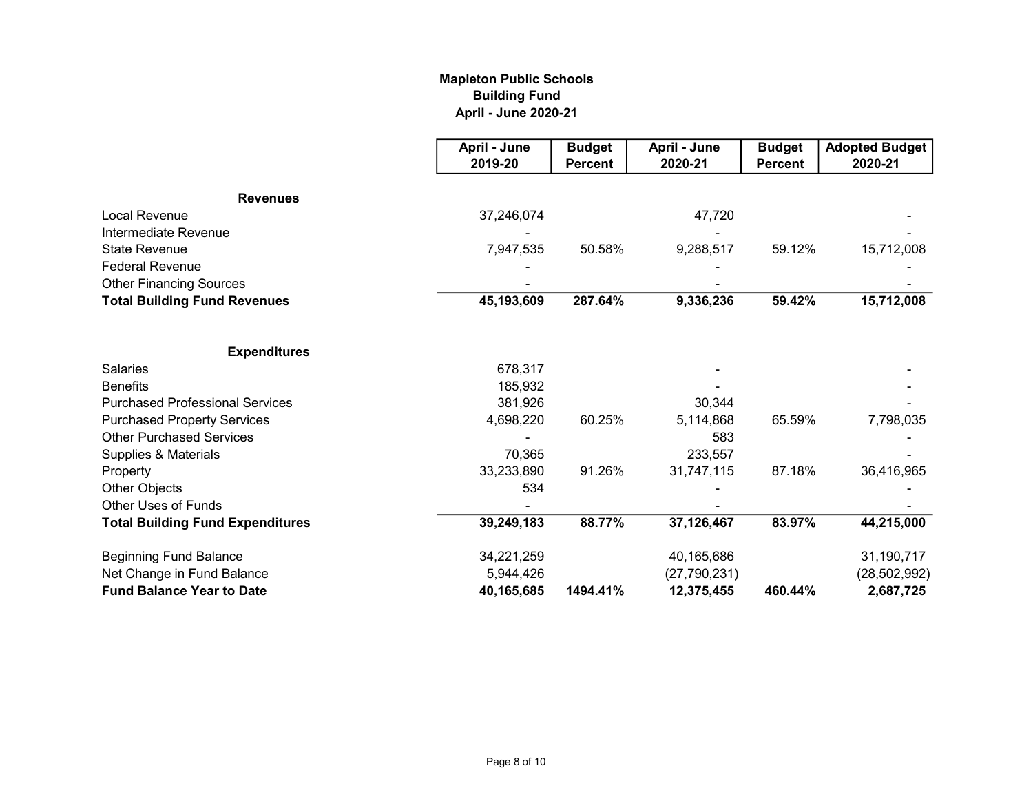# Mapleton Public Schools
## Building Fund
### April - June 2020-21

| | April - June 2019-20 | Budget Percent | April - June 2020-21 | Budget Percent | Adopted Budget 2020-21 |
|---|---|---|---|---|---|
| **Revenues** | | | | | |
| Local Revenue | 37,246,074 | | 47,720 | | - |
| Intermediate Revenue | - | | - | | - |
| State Revenue | 7,947,535 | 50.58% | 9,288,517 | 59.12% | 15,712,008 |
| Federal Revenue | - | | - | | - |
| Other Financing Sources | - | | - | | - |
| **Total Building Fund Revenues** | **45,193,609** | **287.64%** | **9,336,236** | **59.42%** | **15,712,008** |
| | | | | | |
| **Expenditures** | | | | | |
| Salaries | 678,317 | | - | | - |
| Benefits | 185,932 | | - | | - |
| Purchased Professional Services | 381,926 | | 30,344 | | - |
| Purchased Property Services | 4,698,220 | 60.25% | 5,114,868 | 65.59% | 7,798,035 |
| Other Purchased Services | - | | 583 | | - |
| Supplies & Materials | 70,365 | | 233,557 | | - |
| Property | 33,233,890 | 91.26% | 31,747,115 | 87.18% | 36,416,965 |
| Other Objects | 534 | | - | | - |
| Other Uses of Funds | - | | - | | - |
| **Total Building Fund Expenditures** | **39,249,183** | **88.77%** | **37,126,467** | **83.97%** | **44,215,000** |
| | | | | | |
| Beginning Fund Balance | 34,221,259 | | 40,165,686 | | 31,190,717 |
| Net Change in Fund Balance | 5,944,426 | | (27,790,231) | | (28,502,992) |
| **Fund Balance Year to Date** | **40,165,685** | **1494.41%** | **12,375,455** | **460.44%** | **2,687,725** |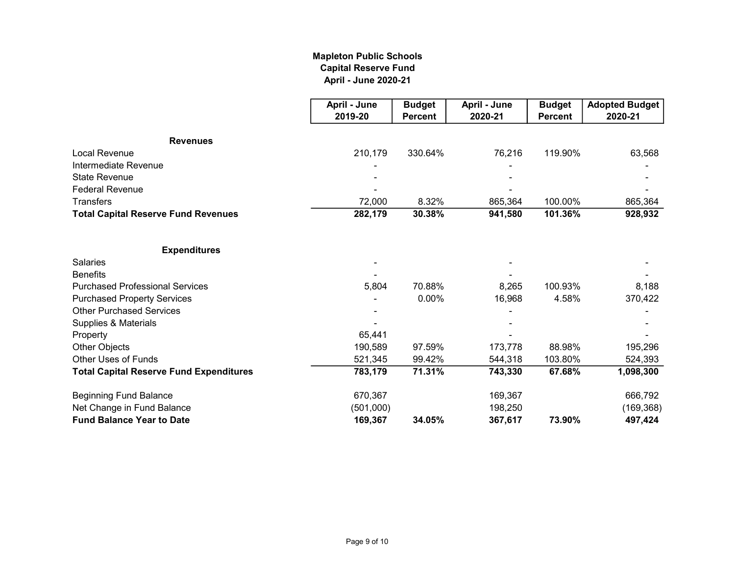# Mapleton Public Schools
## Capital Reserve Fund
### April - June 2020-21

| | April - June 2019-20 | Budget Percent | April - June 2020-21 | Budget Percent | Adopted Budget 2020-21 |
|---|---|---|---|---|---|
| **Revenues** | | | | | |
| Local Revenue | 210,179 | 330.64% | 76,216 | 119.90% | 63,568 |
| Intermediate Revenue | - | | - | | - |
| State Revenue | - | | - | | - |
| Federal Revenue | - | | - | | - |
| Transfers | 72,000 | 8.32% | 865,364 | 100.00% | 865,364 |
| **Total Capital Reserve Fund Revenues** | **282,179** | **30.38%** | **941,580** | **101.36%** | **928,932** |
| | | | | | |
| **Expenditures** | | | | | |
| Salaries | - | | - | | - |
| Benefits | - | | - | | - |
| Purchased Professional Services | 5,804 | 70.88% | 8,265 | 100.93% | 8,188 |
| Purchased Property Services | - | 0.00% | 16,968 | 4.58% | 370,422 |
| Other Purchased Services | - | | - | | - |
| Supplies & Materials | - | | - | | - |
| Property | 65,441 | | - | | - |
| Other Objects | 190,589 | 97.59% | 173,778 | 88.98% | 195,296 |
| Other Uses of Funds | 521,345 | 99.42% | 544,318 | 103.80% | 524,393 |
| **Total Capital Reserve Fund Expenditures** | **783,179** | **71.31%** | **743,330** | **67.68%** | **1,098,300** |
| | | | | | |
| Beginning Fund Balance | 670,367 | | 169,367 | | 666,792 |
| Net Change in Fund Balance | (501,000) | | 198,250 | | (169,368) |
| **Fund Balance Year to Date** | **169,367** | **34.05%** | **367,617** | **73.90%** | **497,424** |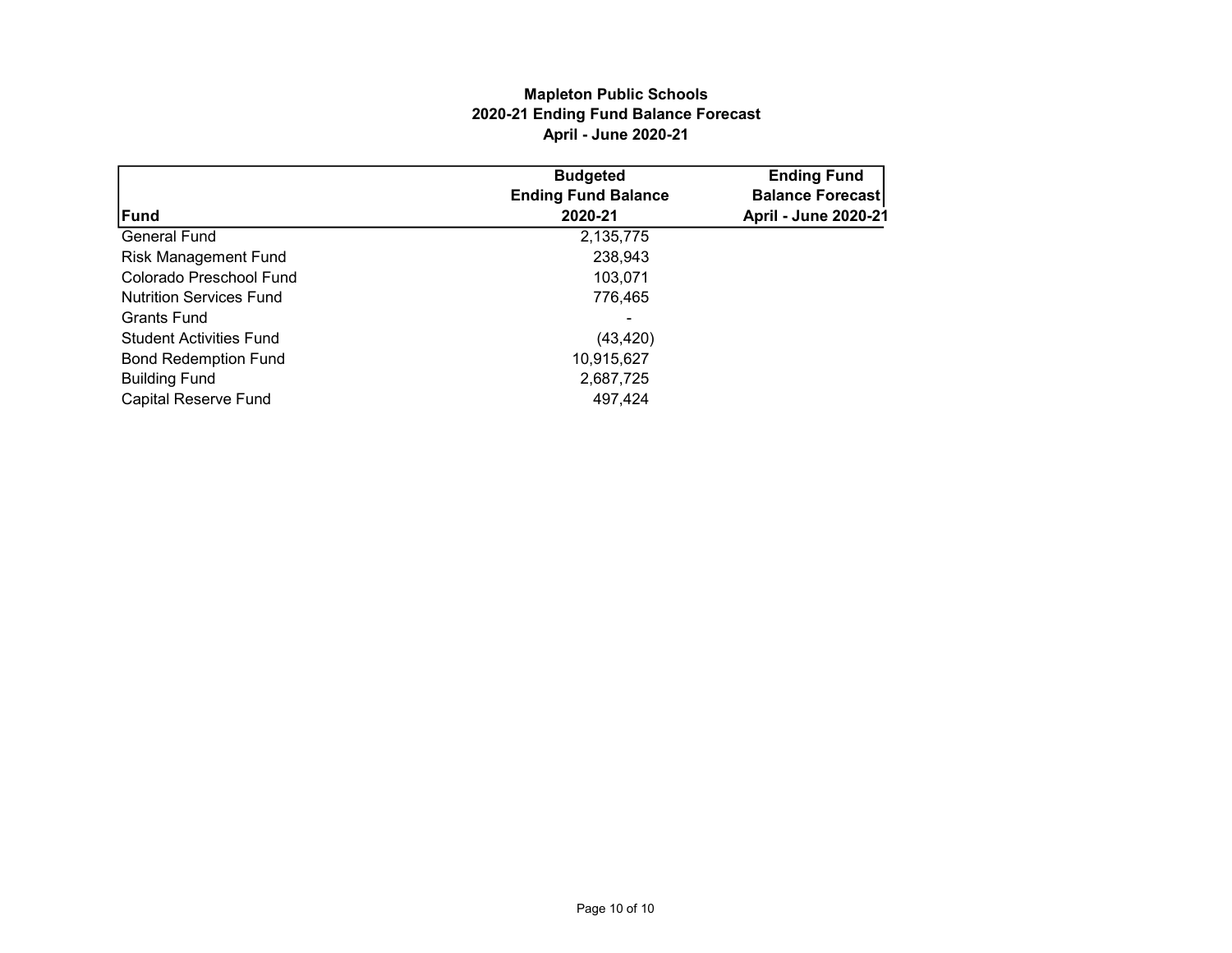**Mapleton Public Schools**
**2020-21 Ending Fund Balance Forecast**
**April - June 2020-21**

| Fund | Budgeted Ending Fund Balance 2020-21 | Ending Fund Balance Forecast April - June 2020-21 |
|---|---|---|
| General Fund | 2,135,775 | |
| Risk Management Fund | 238,943 | |
| Colorado Preschool Fund | 103,071 | |
| Nutrition Services Fund | 776,465 | |
| Grants Fund | - | |
| Student Activities Fund | (43,420) | |
| Bond Redemption Fund | 10,915,627 | |
| Building Fund | 2,687,725 | |
| Capital Reserve Fund | 497,424 | |